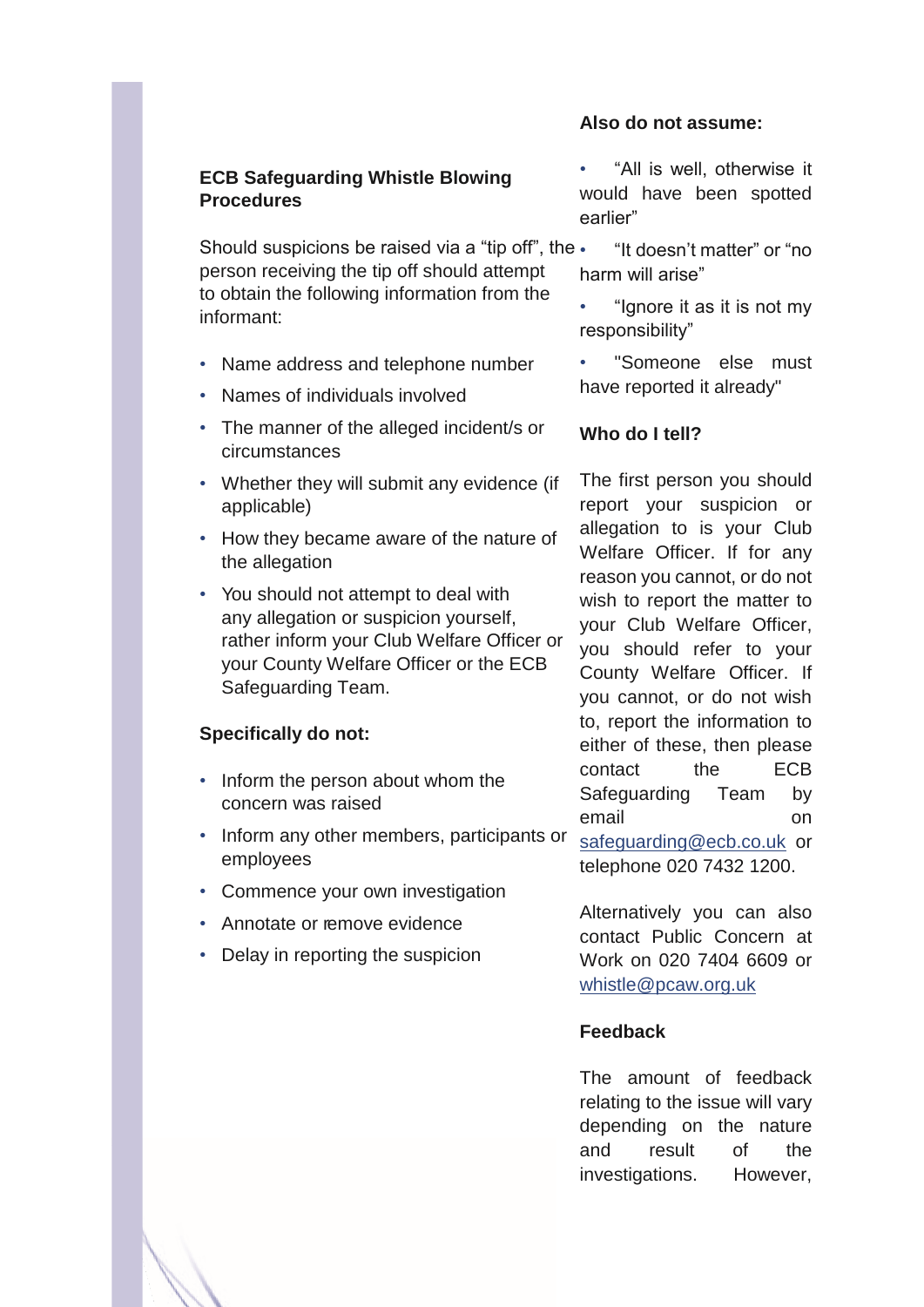## ECB Safeguarding Whistle Blowing Procedures

Should suspicions be raised via a "tip off", the person receiving the tip off should attempt to obtain the following information from the informant:

- Name address and telephone number
- Names of individuals involved
- The manner of the alleged incident/s or circumstances
- Whether they will submit any evidence (if applicable)
- How they became aware of the nature of the allegation
- You should not attempt to deal with any allegation or suspicion yourself, rather inform your Club Welfare Officer or your County Welfare Officer or the ECB Safeguarding Team.

### Specifically do not:

- Inform the person about whom the concern was raised
- Inform any other members, participants or employees
- Commence your own investigation
- Annotate or remove evidence
- Delay in reporting the suspicion

### Also do not assume:

- "All is well, otherwise it would have been spotted earlier"
- "It doesn't matter" or "no harm will arise"
- "Ignore it as it is not my responsibility"
- "Someone else must have reported it already"

### Who do I tell?

The first person you should report your suspicion or allegation to is your Club Welfare Officer. If for any reason you cannot, or do not wish to report the matter to your Club Welfare Officer, you should refer to your County Welfare Officer. If you cannot, or do not wish to, report the information to either of these, then please contact the ECB Safeguarding Team by email on safeguarding@ecb.co.uk or telephone 020 7432 1200.

Alternatively you can also contact Public Concern at Work on 020 7404 6609 or whistle@pcaw.org.uk

### Feedback

The amount of feedback relating to the issue will vary depending on the nature and result of the investigations. However,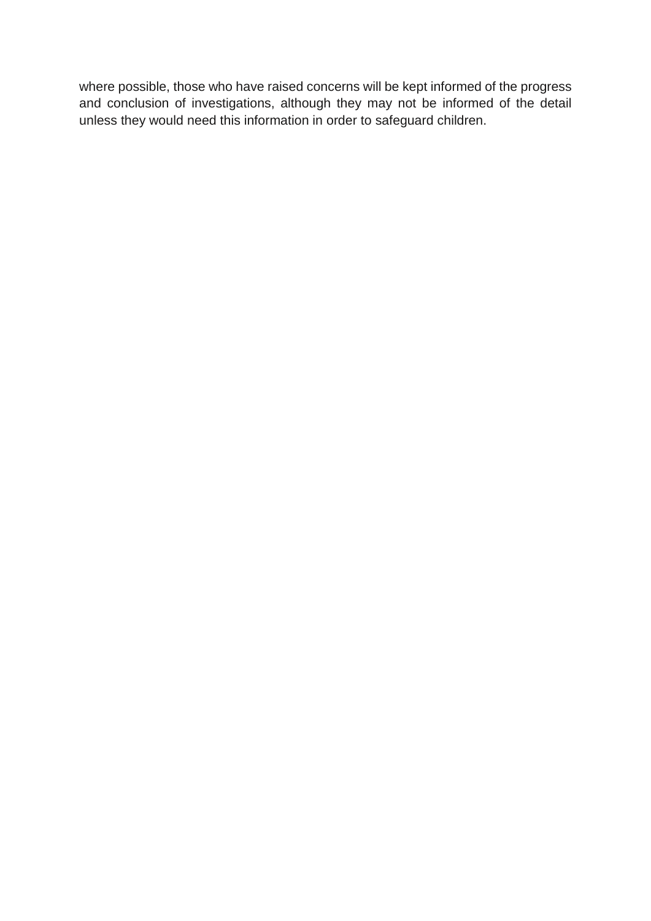where possible, those who have raised concerns will be kept informed of the progress and conclusion of investigations, although they may not be informed of the detail unless they would need this information in order to safeguard children.